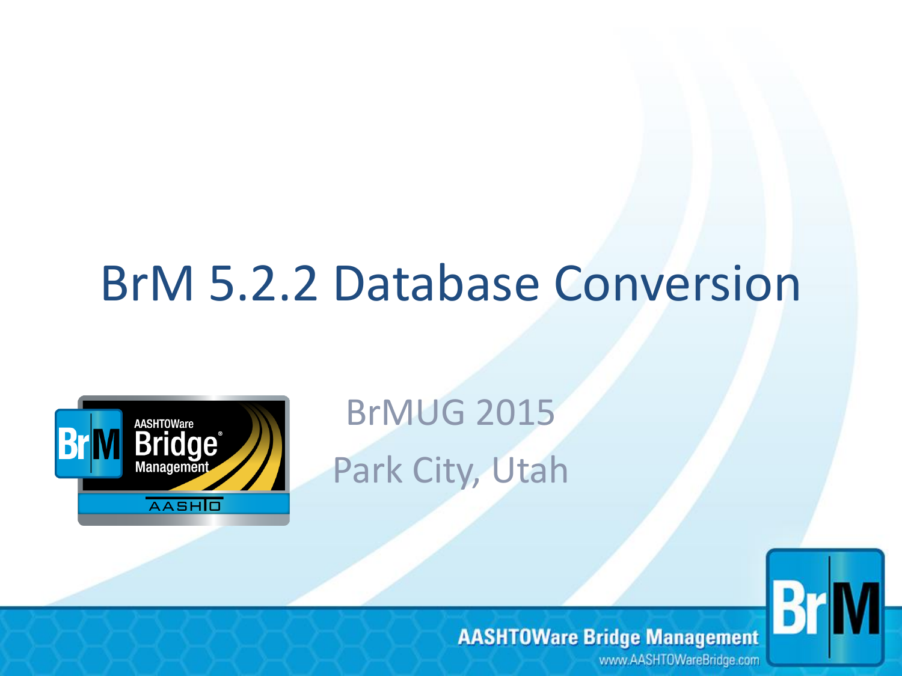# BrM 5.2.2 Database Conversion

BrMUG 2015

Park City, Utah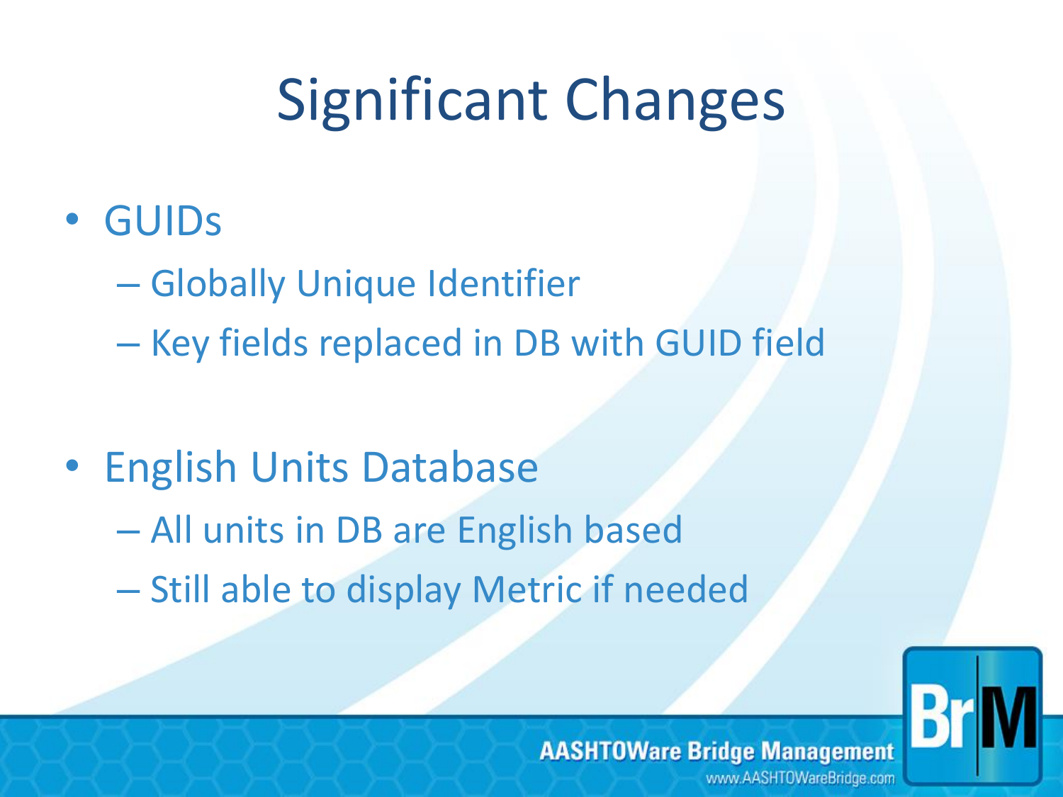# Significant Changes

- GUIDs
  - Globally Unique Identifier
  - Key fields replaced in DB with GUID field
- English Units Database
  - All units in DB are English based
  - Still able to display Metric if needed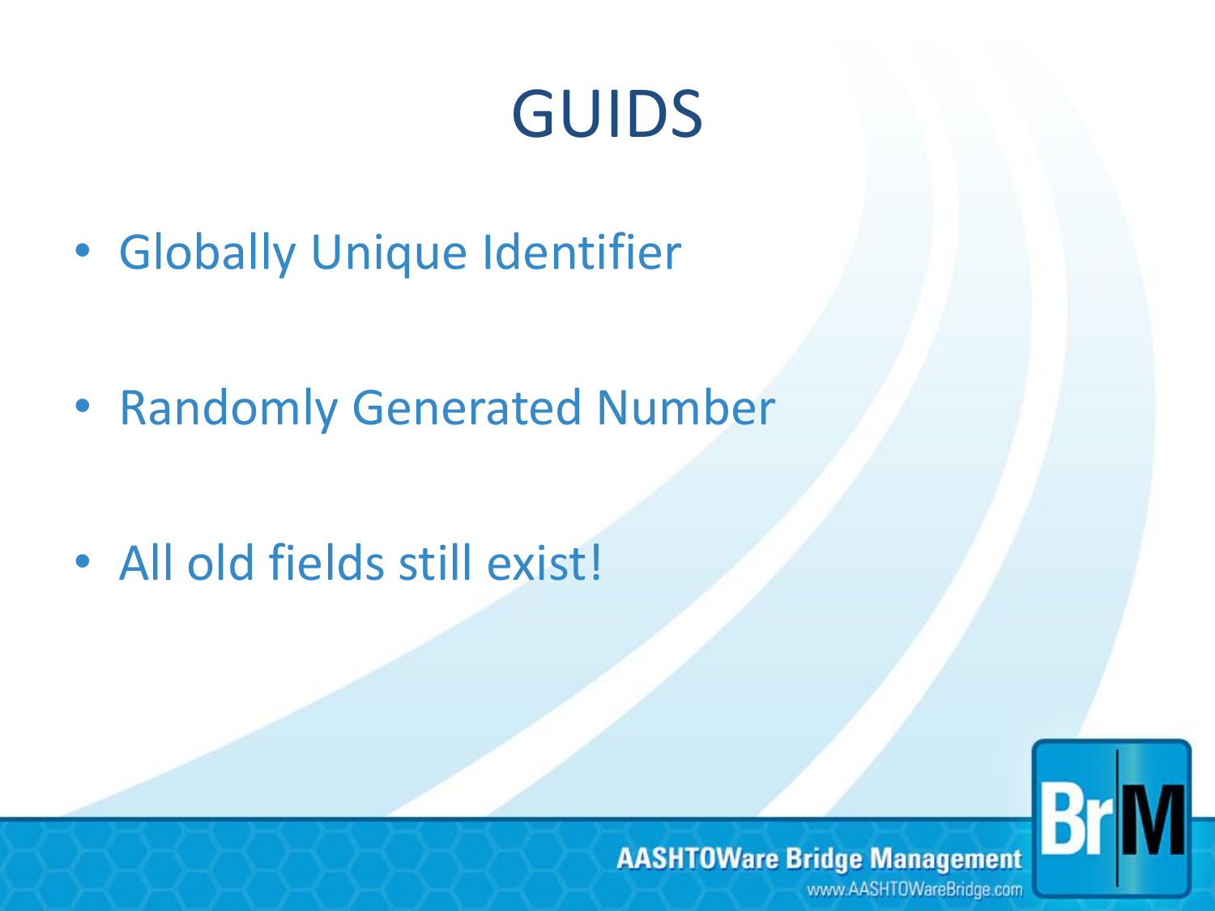# GUIDS

- Globally Unique Identifier
- Randomly Generated Number
- All old fields still exist!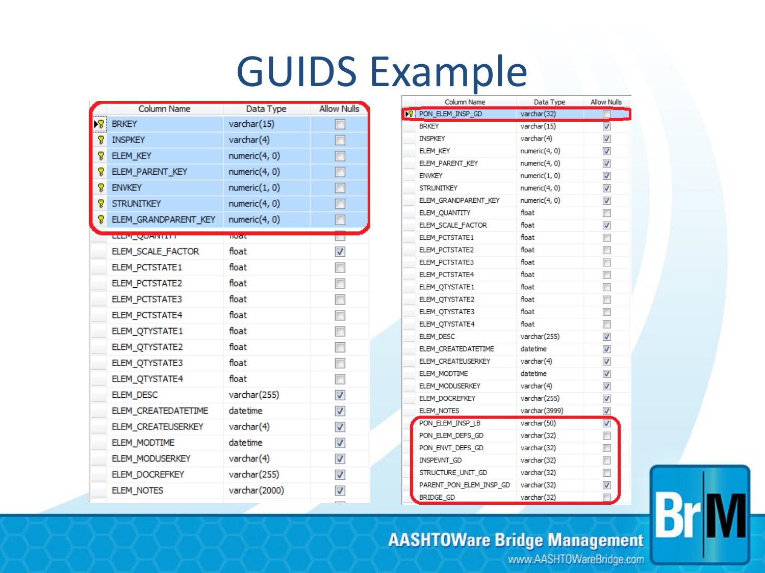# GUIDS Example

| Column Name | Data Type | Allow Nulls |
|---|---|---|
| BRKEY | varchar(15) | ☐ |
| INSPKEY | varchar(4) | ☐ |
| ELEM_KEY | numeric(4, 0) | ☐ |
| ELEM_PARENT_KEY | numeric(4, 0) | ☐ |
| ENVKEY | numeric(1, 0) | ☐ |
| STRUNITKEY | numeric(4, 0) | ☐ |
| ELEM_GRANDPARENT_KEY | numeric(4, 0) | ☐ |
| ELEM_QUANTITY | float | ☐ |
| ELEM_SCALE_FACTOR | float | ☑ |
| ELEM_PCTSTATE1 | float | ☐ |
| ELEM_PCTSTATE2 | float | ☐ |
| ELEM_PCTSTATE3 | float | ☐ |
| ELEM_PCTSTATE4 | float | ☐ |
| ELEM_QTYSTATE1 | float | ☐ |
| ELEM_QTYSTATE2 | float | ☐ |
| ELEM_QTYSTATE3 | float | ☐ |
| ELEM_QTYSTATE4 | float | ☐ |
| ELEM_DESC | varchar(255) | ☑ |
| ELEM_CREATEDATETIME | datetime | ☑ |
| ELEM_CREATEUSERKEY | varchar(4) | ☑ |
| ELEM_MODTIME | datetime | ☑ |
| ELEM_MODUSERKEY | varchar(4) | ☑ |
| ELEM_DOCREFKEY | varchar(255) | ☑ |
| ELEM_NOTES | varchar(2000) | ☑ |

| Column Name | Data Type | Allow Nulls |
|---|---|---|
| PON_ELEM_INSP_GD | varchar(32) | ☐ |
| BRKEY | varchar(15) | ☑ |
| INSPKEY | varchar(4) | ☑ |
| ELEM_KEY | numeric(4, 0) | ☑ |
| ELEM_PARENT_KEY | numeric(4, 0) | ☑ |
| ENVKEY | numeric(1, 0) | ☑ |
| STRUNITKEY | numeric(4, 0) | ☑ |
| ELEM_GRANDPARENT_KEY | numeric(4, 0) | ☑ |
| ELEM_QUANTITY | float | ☐ |
| ELEM_SCALE_FACTOR | float | ☑ |
| ELEM_PCTSTATE1 | float | ☐ |
| ELEM_PCTSTATE2 | float | ☐ |
| ELEM_PCTSTATE3 | float | ☐ |
| ELEM_PCTSTATE4 | float | ☐ |
| ELEM_QTYSTATE1 | float | ☐ |
| ELEM_QTYSTATE2 | float | ☐ |
| ELEM_QTYSTATE3 | float | ☐ |
| ELEM_QTYSTATE4 | float | ☐ |
| ELEM_DESC | varchar(255) | ☑ |
| ELEM_CREATEDATETIME | datetime | ☑ |
| ELEM_CREATEUSERKEY | varchar(4) | ☑ |
| ELEM_MODTIME | datetime | ☑ |
| ELEM_MODUSERKEY | varchar(4) | ☑ |
| ELEM_DOCREFKEY | varchar(255) | ☑ |
| ELEM_NOTES | varchar(3999) | ☑ |
| PON_ELEM_INSP_LB | varchar(50) | ☑ |
| PON_ELEM_DEFS_GD | varchar(32) | ☐ |
| PON_ENVT_DEFS_GD | varchar(32) | ☐ |
| INSPEVNT_GD | varchar(32) | ☐ |
| STRUCTURE_UNIT_GD | varchar(32) | ☐ |
| PARENT_PON_ELEM_INSP_GD | varchar(32) | ☑ |
| BRIDGE_GD | varchar(32) | ☐ |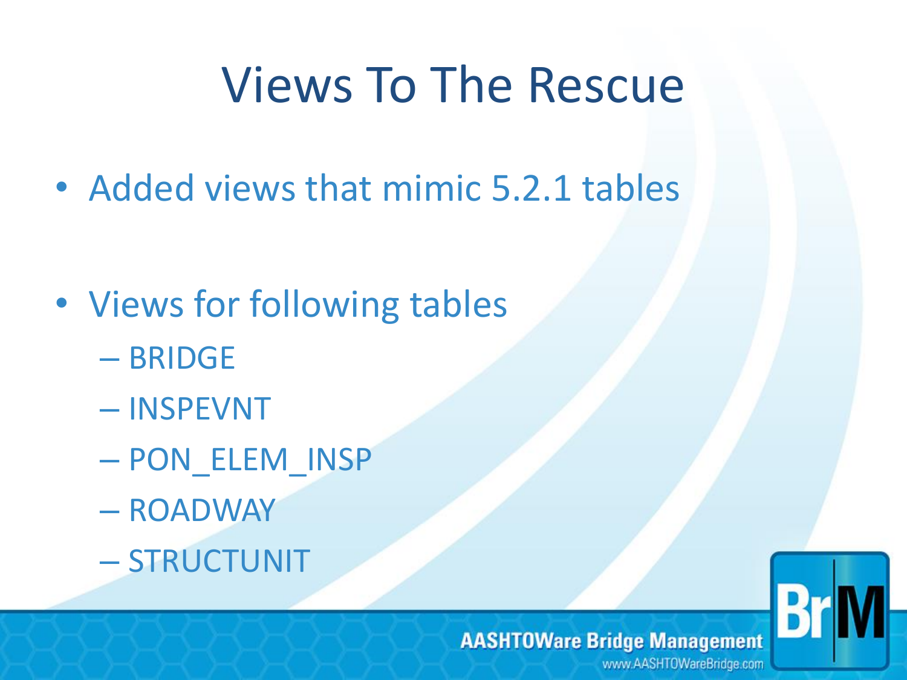# Views To The Rescue

- Added views that mimic 5.2.1 tables

- Views for following tables
  - BRIDGE
  - INSPEVNT
  - PON_ELEM_INSP
  - ROADWAY
  - STRUCTUNIT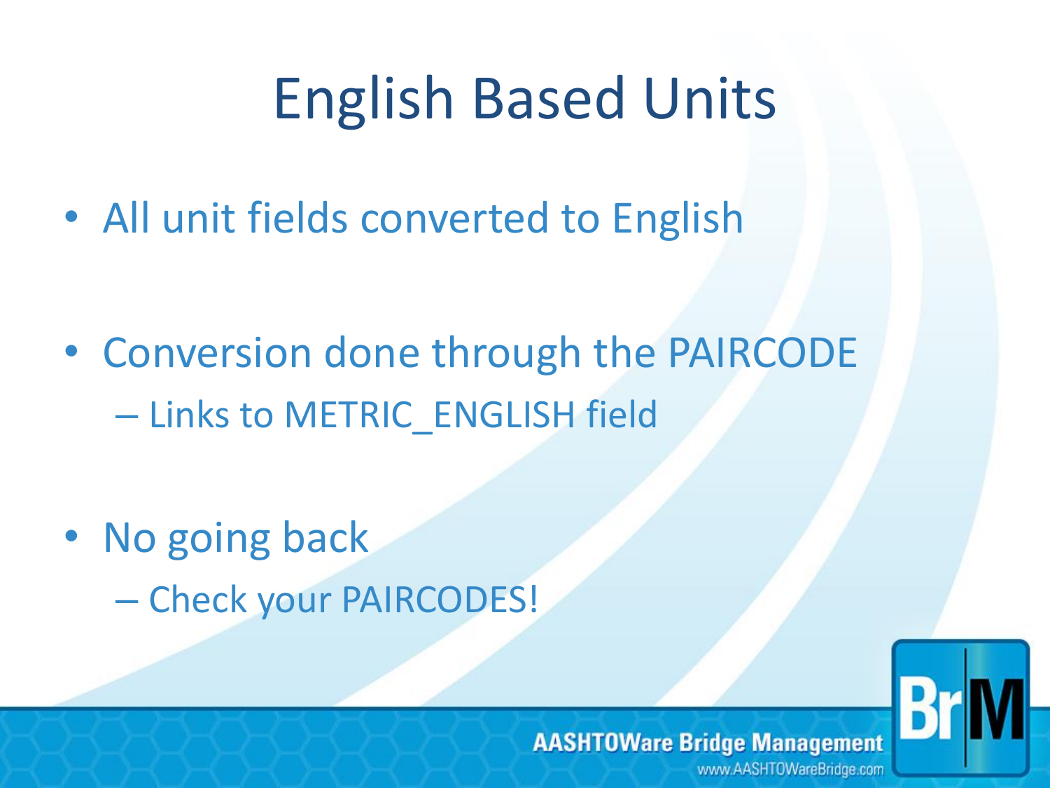# English Based Units

- All unit fields converted to English
- Conversion done through the PAIRCODE
  - Links to METRIC_ENGLISH field
- No going back
  - Check your PAIRCODES!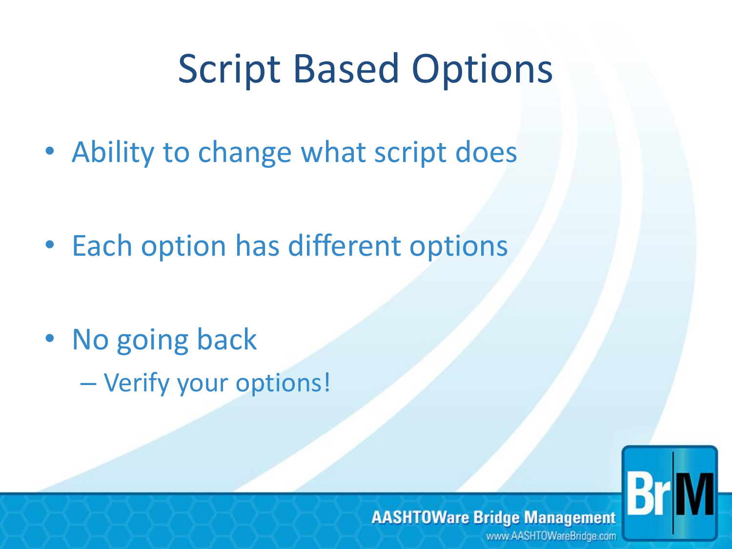# Script Based Options

- Ability to change what script does
- Each option has different options
- No going back
  - Verify your options!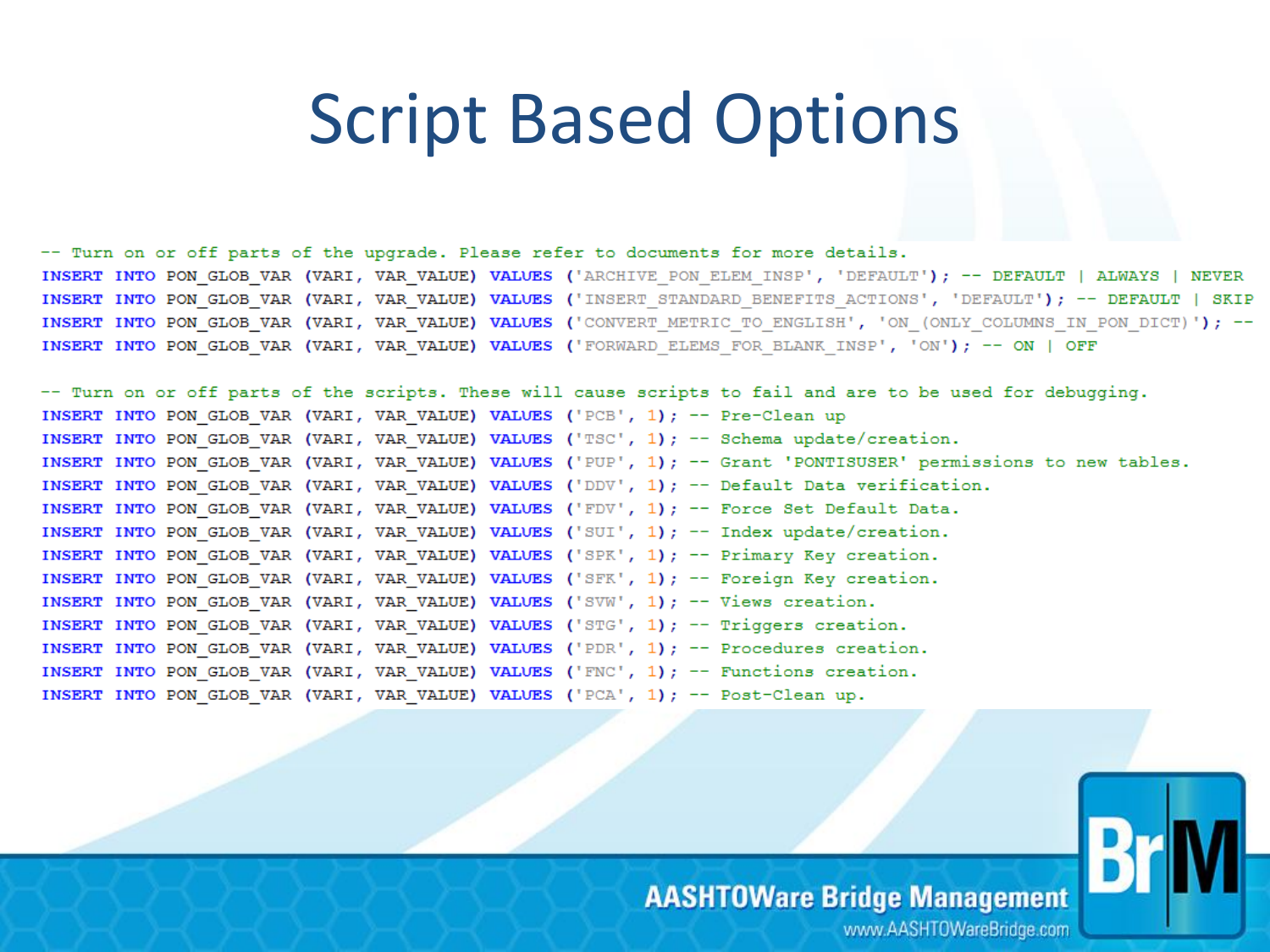# Script Based Options

```
-- Turn on or off parts of the upgrade. Please refer to documents for more details.
INSERT INTO PON_GLOB_VAR (VARI, VAR_VALUE) VALUES ('ARCHIVE_PON_ELEM_INSP', 'DEFAULT'); -- DEFAULT | ALWAYS | NEVER
INSERT INTO PON_GLOB_VAR (VARI, VAR_VALUE) VALUES ('INSERT_STANDARD_BENEFITS_ACTIONS', 'DEFAULT'); -- DEFAULT | SKIP
INSERT INTO PON_GLOB_VAR (VARI, VAR_VALUE) VALUES ('CONVERT_METRIC_TO_ENGLISH', 'ON_(ONLY_COLUMNS_IN_PON_DICT)'); --
INSERT INTO PON_GLOB_VAR (VARI, VAR_VALUE) VALUES ('FORWARD_ELEMS_FOR_BLANK_INSP', 'ON'); -- ON | OFF

-- Turn on or off parts of the scripts. These will cause scripts to fail and are to be used for debugging.
INSERT INTO PON_GLOB_VAR (VARI, VAR_VALUE) VALUES ('PCB', 1); -- Pre-Clean up
INSERT INTO PON_GLOB_VAR (VARI, VAR_VALUE) VALUES ('TSC', 1); -- Schema update/creation.
INSERT INTO PON_GLOB_VAR (VARI, VAR_VALUE) VALUES ('PUP', 1); -- Grant 'PONTISUSER' permissions to new tables.
INSERT INTO PON_GLOB_VAR (VARI, VAR_VALUE) VALUES ('DDV', 1); -- Default Data verification.
INSERT INTO PON_GLOB_VAR (VARI, VAR_VALUE) VALUES ('FDV', 1); -- Force Set Default Data.
INSERT INTO PON_GLOB_VAR (VARI, VAR_VALUE) VALUES ('SUI', 1); -- Index update/creation.
INSERT INTO PON_GLOB_VAR (VARI, VAR_VALUE) VALUES ('SPK', 1); -- Primary Key creation.
INSERT INTO PON_GLOB_VAR (VARI, VAR_VALUE) VALUES ('SFK', 1); -- Foreign Key creation.
INSERT INTO PON_GLOB_VAR (VARI, VAR_VALUE) VALUES ('SVW', 1); -- Views creation.
INSERT INTO PON_GLOB_VAR (VARI, VAR_VALUE) VALUES ('STG', 1); -- Triggers creation.
INSERT INTO PON_GLOB_VAR (VARI, VAR_VALUE) VALUES ('PDR', 1); -- Procedures creation.
INSERT INTO PON_GLOB_VAR (VARI, VAR_VALUE) VALUES ('FNC', 1); -- Functions creation.
INSERT INTO PON_GLOB_VAR (VARI, VAR_VALUE) VALUES ('PCA', 1); -- Post-Clean up.
```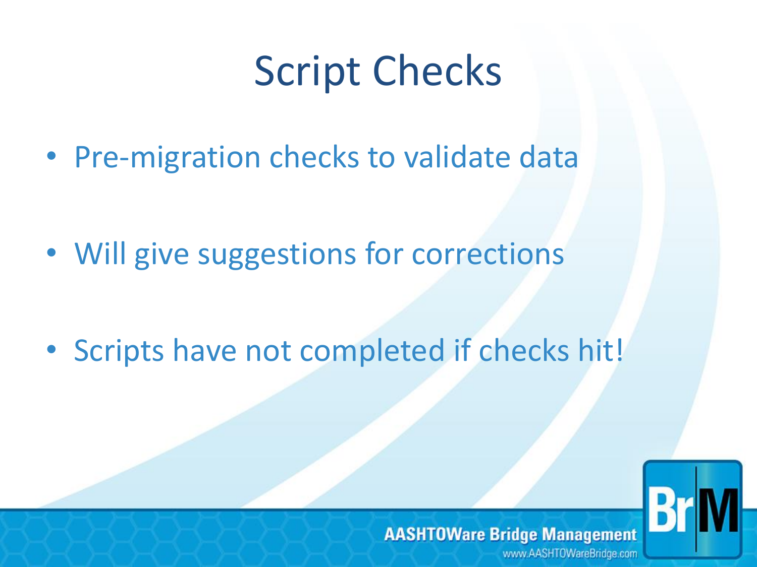# Script Checks

- Pre-migration checks to validate data
- Will give suggestions for corrections
- Scripts have not completed if checks hit!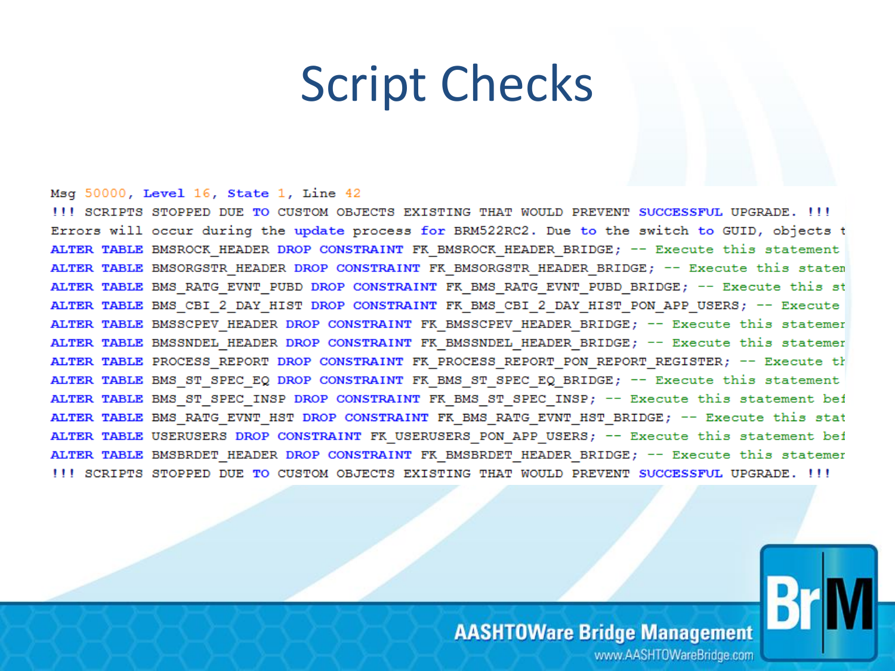# Script Checks

```
Msg 50000, Level 16, State 1, Line 42
!!! SCRIPTS STOPPED DUE TO CUSTOM OBJECTS EXISTING THAT WOULD PREVENT SUCCESSFUL UPGRADE. !!!
Errors will occur during the update process for BRM522RC2. Due to the switch to GUID, objects t
ALTER TABLE BMSROCK_HEADER DROP CONSTRAINT FK_BMSROCK_HEADER_BRIDGE; -- Execute this statement
ALTER TABLE BMSORGSTR_HEADER DROP CONSTRAINT FK_BMSORGSTR_HEADER_BRIDGE; -- Execute this statem
ALTER TABLE BMS_RATG_EVNT_PUBD DROP CONSTRAINT FK_BMS_RATG_EVNT_PUBD_BRIDGE; -- Execute this st
ALTER TABLE BMS_CBI_2_DAY_HIST DROP CONSTRAINT FK_BMS_CBI_2_DAY_HIST_PON_APP_USERS; -- Execute
ALTER TABLE BMSSCPEV_HEADER DROP CONSTRAINT FK_BMSSCPEV_HEADER_BRIDGE; -- Execute this statemen
ALTER TABLE BMSSNDEL_HEADER DROP CONSTRAINT FK_BMSSNDEL_HEADER_BRIDGE; -- Execute this statemen
ALTER TABLE PROCESS_REPORT DROP CONSTRAINT FK_PROCESS_REPORT_PON_REPORT_REGISTER; -- Execute th
ALTER TABLE BMS_ST_SPEC_EQ DROP CONSTRAINT FK_BMS_ST_SPEC_EQ_BRIDGE; -- Execute this statement
ALTER TABLE BMS_ST_SPEC_INSP DROP CONSTRAINT FK_BMS_ST_SPEC_INSP; -- Execute this statement bef
ALTER TABLE BMS_RATG_EVNT_HST DROP CONSTRAINT FK_BMS_RATG_EVNT_HST_BRIDGE; -- Execute this stat
ALTER TABLE USERUSERS DROP CONSTRAINT FK_USERUSERS_PON_APP_USERS; -- Execute this statement bef
ALTER TABLE BMSBRDET_HEADER DROP CONSTRAINT FK_BMSBRDET_HEADER_BRIDGE; -- Execute this statemen
!!! SCRIPTS STOPPED DUE TO CUSTOM OBJECTS EXISTING THAT WOULD PREVENT SUCCESSFUL UPGRADE. !!!
```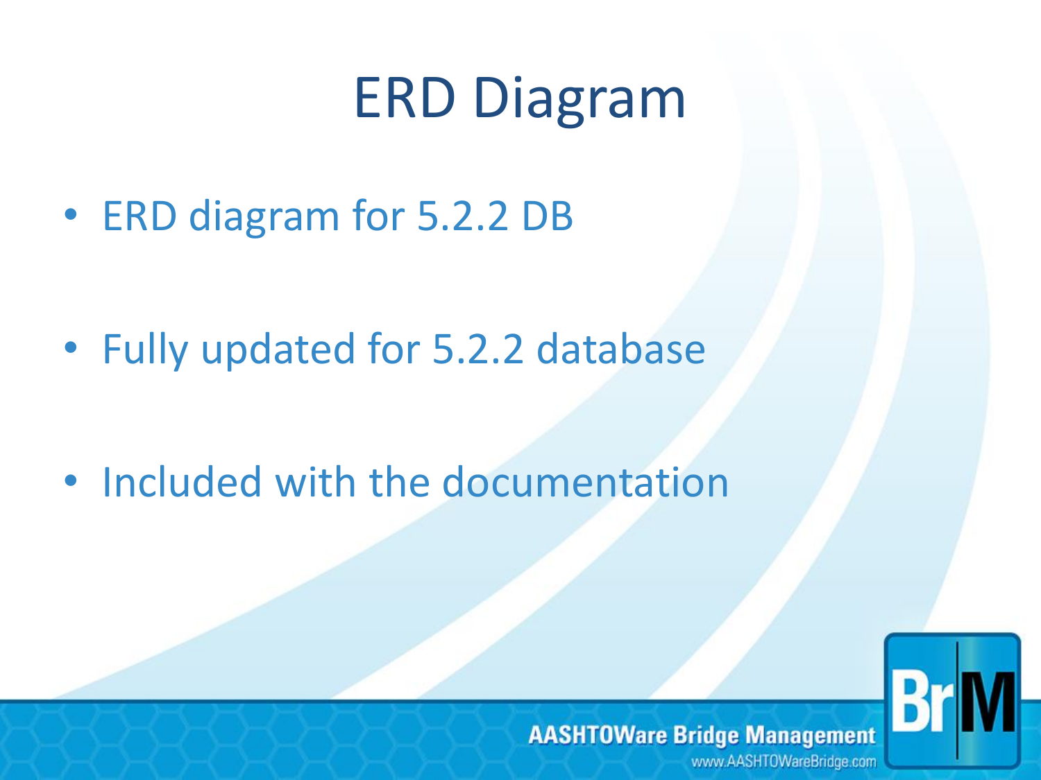# ERD Diagram

- ERD diagram for 5.2.2 DB
- Fully updated for 5.2.2 database
- Included with the documentation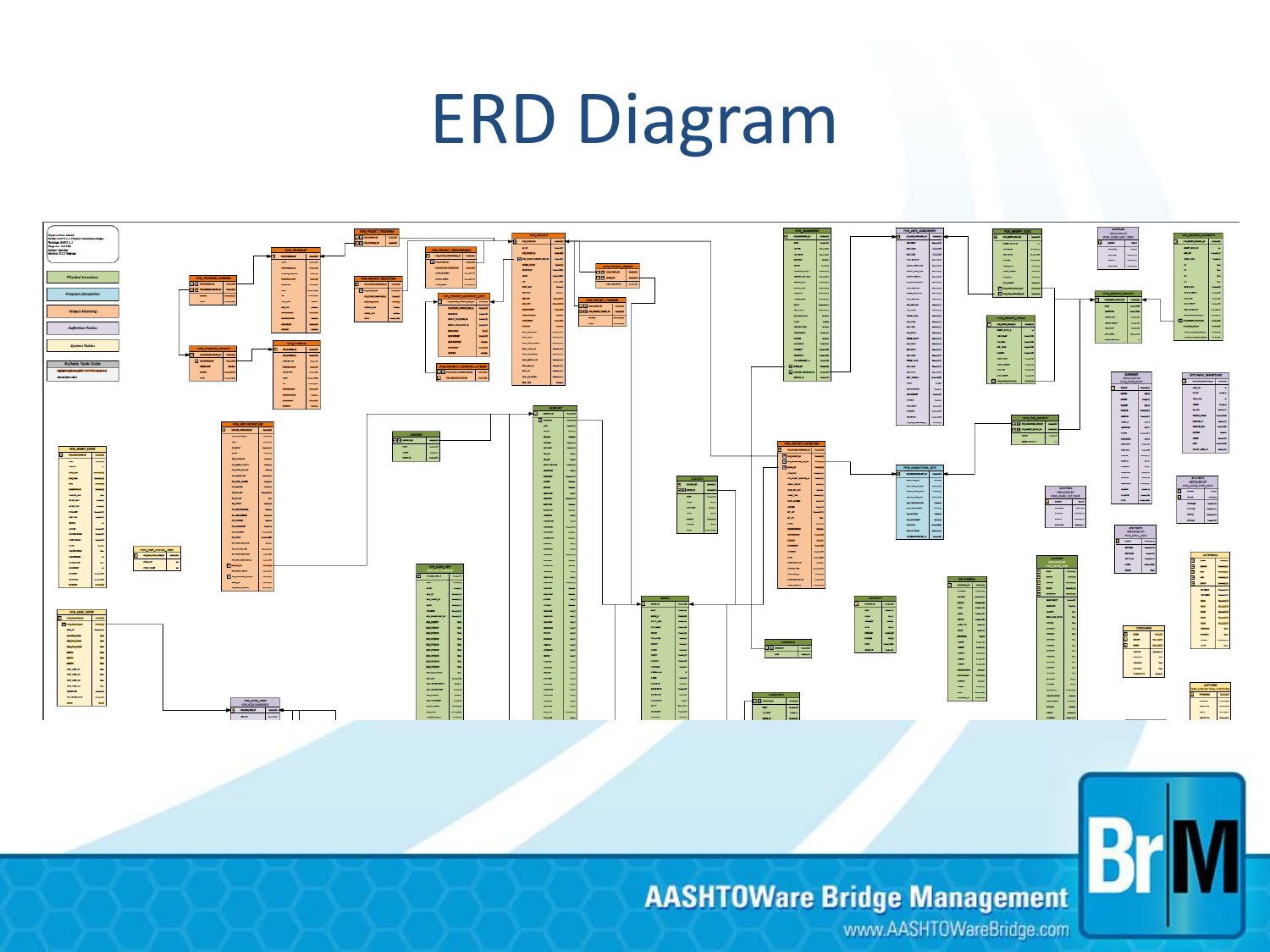# ERD Diagram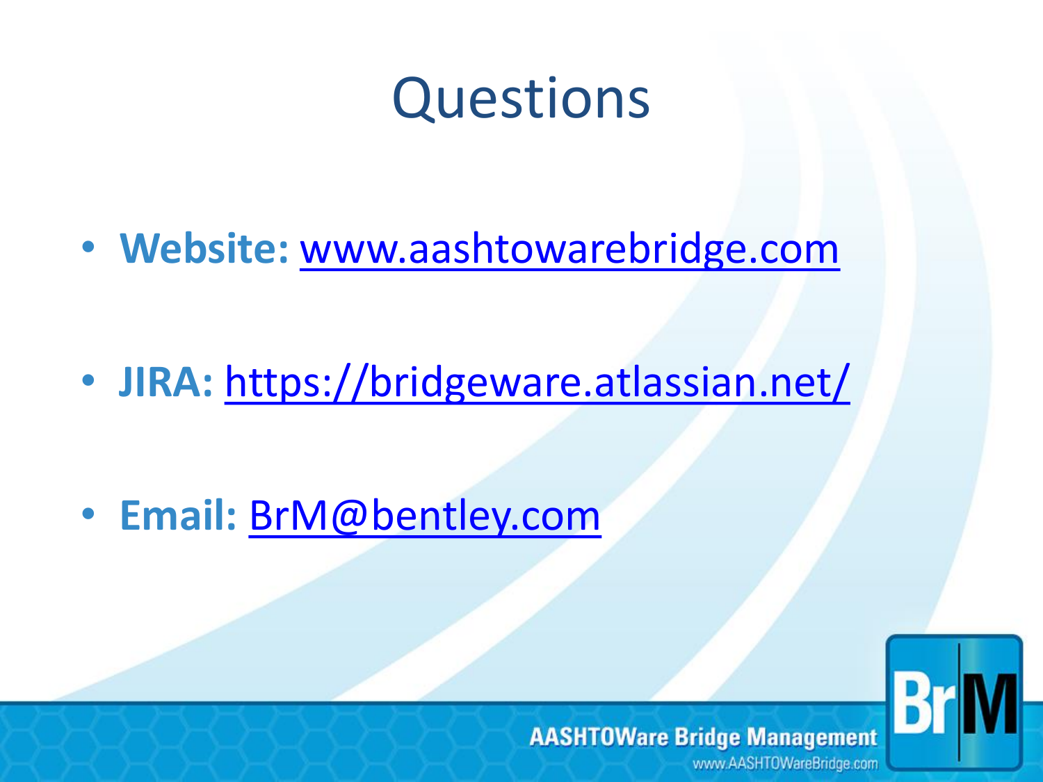# Questions

- **Website:** www.aashtowarebridge.com
- **JIRA:** https://bridgeware.atlassian.net/
- **Email:** BrM@bentley.com